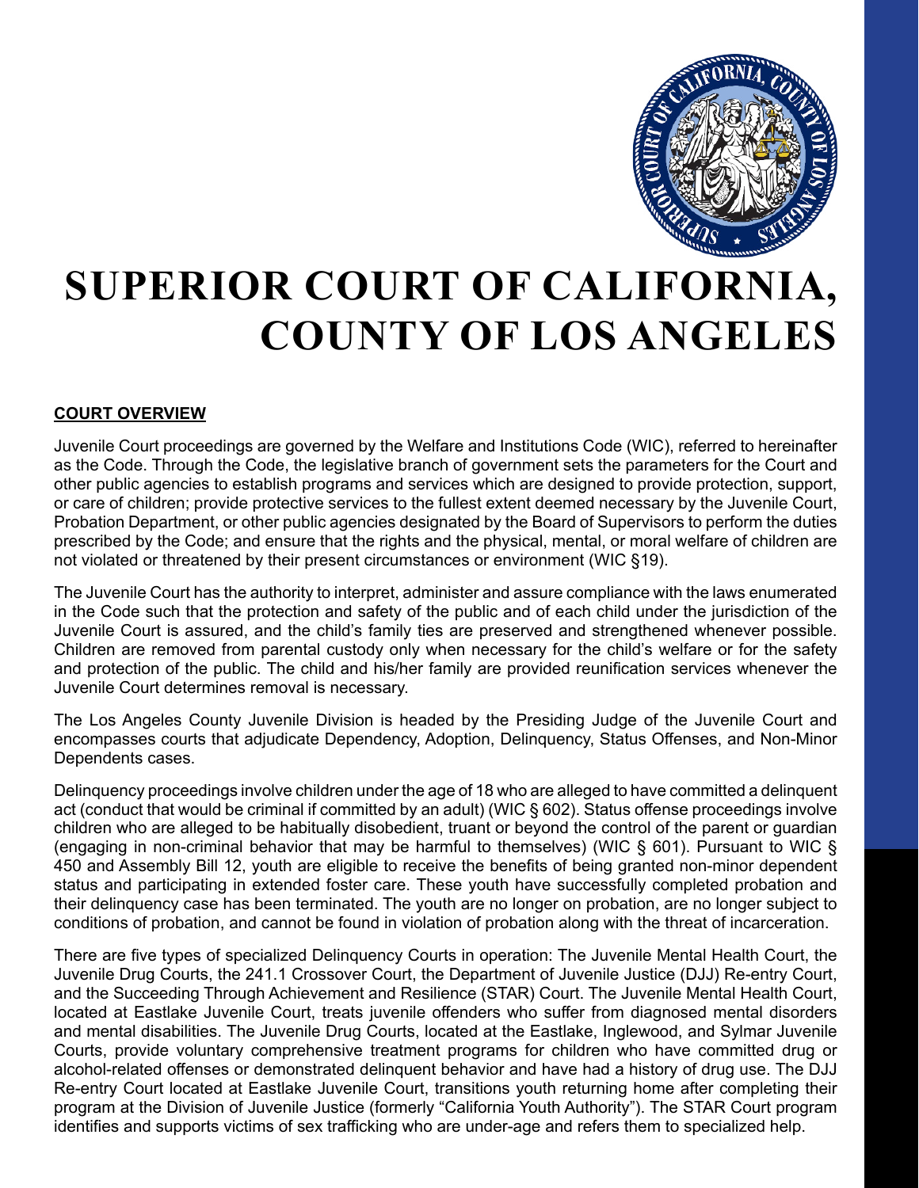# SUPERIOR COURT OF CALIFORNIA, COUNTY OF LOS ANGELES

## COURT OVERVIEW

Juvenile Court proceedings are governed by the Welfare and Institutions Code (WIC), referred to hereinafter as the Code. Through the Code, the legislative branch of government sets the parameters for the Court and other public agencies to establish programs and services which are designed to provide protection, support, or care of children; provide protective services to the fullest extent deemed necessary by the Juvenile Court, Probation Department, or other public agencies designated by the Board of Supervisors to perform the duties prescribed by the Code; and ensure that the rights and the physical, mental, or moral welfare of children are not violated or threatened by their present circumstances or environment (WIC §19).

The Juvenile Court has the authority to interpret, administer and assure compliance with the laws enumerated in the Code such that the protection and safety of the public and of each child under the jurisdiction of the Juvenile Court is assured, and the child's family ties are preserved and strengthened whenever possible. Children are removed from parental custody only when necessary for the child's welfare or for the safety and protection of the public. The child and his/her family are provided reunification services whenever the Juvenile Court determines removal is necessary.

The Los Angeles County Juvenile Division is headed by the Presiding Judge of the Juvenile Court and encompasses courts that adjudicate Dependency, Adoption, Delinquency, Status Offenses, and Non-Minor Dependents cases.

Delinquency proceedings involve children under the age of 18 who are alleged to have committed a delinquent act (conduct that would be criminal if committed by an adult) (WIC § 602). Status offense proceedings involve children who are alleged to be habitually disobedient, truant or beyond the control of the parent or guardian (engaging in non-criminal behavior that may be harmful to themselves) (WIC § 601). Pursuant to WIC § 450 and Assembly Bill 12, youth are eligible to receive the benefits of being granted non-minor dependent status and participating in extended foster care. These youth have successfully completed probation and their delinquency case has been terminated. The youth are no longer on probation, are no longer subject to conditions of probation, and cannot be found in violation of probation along with the threat of incarceration.

There are five types of specialized Delinquency Courts in operation: The Juvenile Mental Health Court, the Juvenile Drug Courts, the 241.1 Crossover Court, the Department of Juvenile Justice (DJJ) Re-entry Court, and the Succeeding Through Achievement and Resilience (STAR) Court. The Juvenile Mental Health Court, located at Eastlake Juvenile Court, treats juvenile offenders who suffer from diagnosed mental disorders and mental disabilities. The Juvenile Drug Courts, located at the Eastlake, Inglewood, and Sylmar Juvenile Courts, provide voluntary comprehensive treatment programs for children who have committed drug or alcohol-related offenses or demonstrated delinquent behavior and have had a history of drug use. The DJJ Re-entry Court located at Eastlake Juvenile Court, transitions youth returning home after completing their program at the Division of Juvenile Justice (formerly "California Youth Authority"). The STAR Court program identifies and supports victims of sex trafficking who are under-age and refers them to specialized help.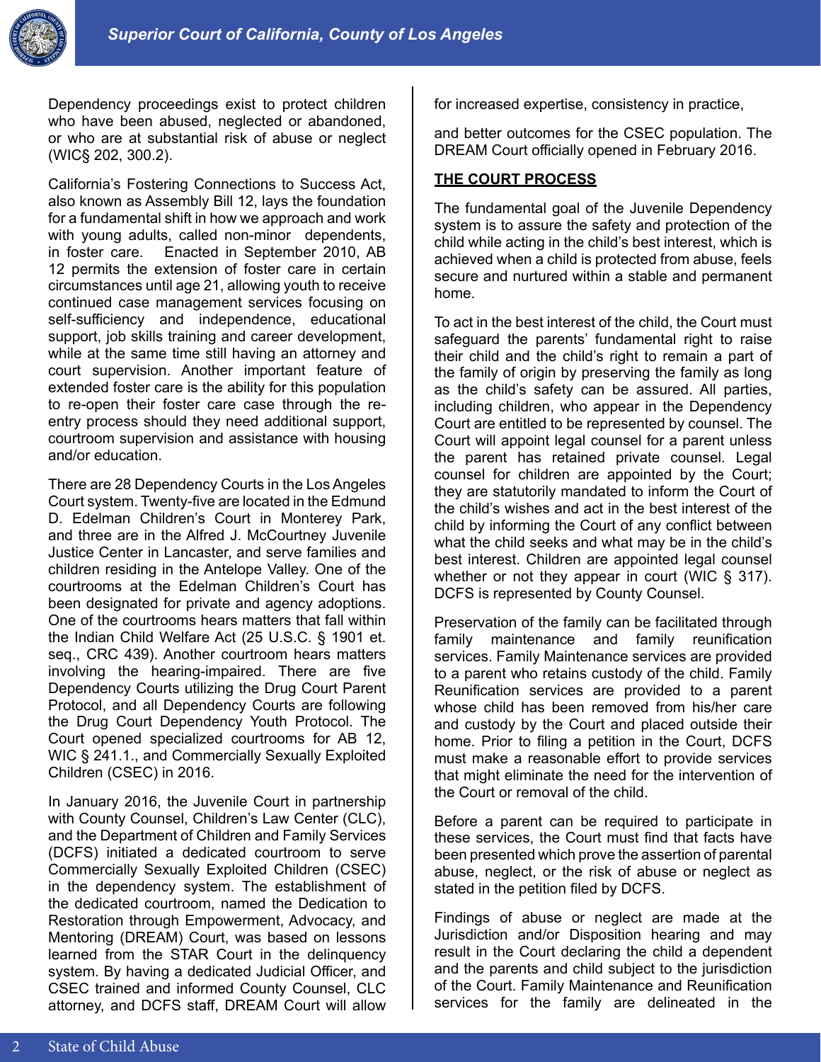Dependency proceedings exist to protect children who have been abused, neglected or abandoned, or who are at substantial risk of abuse or neglect (WIC§ 202, 300.2).

California's Fostering Connections to Success Act, also known as Assembly Bill 12, lays the foundation for a fundamental shift in how we approach and work with young adults, called non-minor dependents, in foster care. Enacted in September 2010, AB 12 permits the extension of foster care in certain circumstances until age 21, allowing youth to receive continued case management services focusing on self-sufficiency and independence, educational support, job skills training and career development, while at the same time still having an attorney and court supervision. Another important feature of extended foster care is the ability for this population to re-open their foster care case through the re-entry process should they need additional support, courtroom supervision and assistance with housing and/or education.

There are 28 Dependency Courts in the Los Angeles Court system. Twenty-five are located in the Edmund D. Edelman Children's Court in Monterey Park, and three are in the Alfred J. McCourtney Juvenile Justice Center in Lancaster, and serve families and children residing in the Antelope Valley. One of the courtrooms at the Edelman Children's Court has been designated for private and agency adoptions. One of the courtrooms hears matters that fall within the Indian Child Welfare Act (25 U.S.C. § 1901 et. seq., CRC 439). Another courtroom hears matters involving the hearing-impaired. There are five Dependency Courts utilizing the Drug Court Parent Protocol, and all Dependency Courts are following the Drug Court Dependency Youth Protocol. The Court opened specialized courtrooms for AB 12, WIC § 241.1., and Commercially Sexually Exploited Children (CSEC) in 2016.

In January 2016, the Juvenile Court in partnership with County Counsel, Children's Law Center (CLC), and the Department of Children and Family Services (DCFS) initiated a dedicated courtroom to serve Commercially Sexually Exploited Children (CSEC) in the dependency system. The establishment of the dedicated courtroom, named the Dedication to Restoration through Empowerment, Advocacy, and Mentoring (DREAM) Court, was based on lessons learned from the STAR Court in the delinquency system. By having a dedicated Judicial Officer, and CSEC trained and informed County Counsel, CLC attorney, and DCFS staff, DREAM Court will allow for increased expertise, consistency in practice,

and better outcomes for the CSEC population. The DREAM Court officially opened in February 2016.

## THE COURT PROCESS

The fundamental goal of the Juvenile Dependency system is to assure the safety and protection of the child while acting in the child's best interest, which is achieved when a child is protected from abuse, feels secure and nurtured within a stable and permanent home.

To act in the best interest of the child, the Court must safeguard the parents' fundamental right to raise their child and the child's right to remain a part of the family of origin by preserving the family as long as the child's safety can be assured. All parties, including children, who appear in the Dependency Court are entitled to be represented by counsel. The Court will appoint legal counsel for a parent unless the parent has retained private counsel. Legal counsel for children are appointed by the Court; they are statutorily mandated to inform the Court of the child's wishes and act in the best interest of the child by informing the Court of any conflict between what the child seeks and what may be in the child's best interest. Children are appointed legal counsel whether or not they appear in court (WIC § 317). DCFS is represented by County Counsel.

Preservation of the family can be facilitated through family maintenance and family reunification services. Family Maintenance services are provided to a parent who retains custody of the child. Family Reunification services are provided to a parent whose child has been removed from his/her care and custody by the Court and placed outside their home. Prior to filing a petition in the Court, DCFS must make a reasonable effort to provide services that might eliminate the need for the intervention of the Court or removal of the child.

Before a parent can be required to participate in these services, the Court must find that facts have been presented which prove the assertion of parental abuse, neglect, or the risk of abuse or neglect as stated in the petition filed by DCFS.

Findings of abuse or neglect are made at the Jurisdiction and/or Disposition hearing and may result in the Court declaring the child a dependent and the parents and child subject to the jurisdiction of the Court. Family Maintenance and Reunification services for the family are delineated in the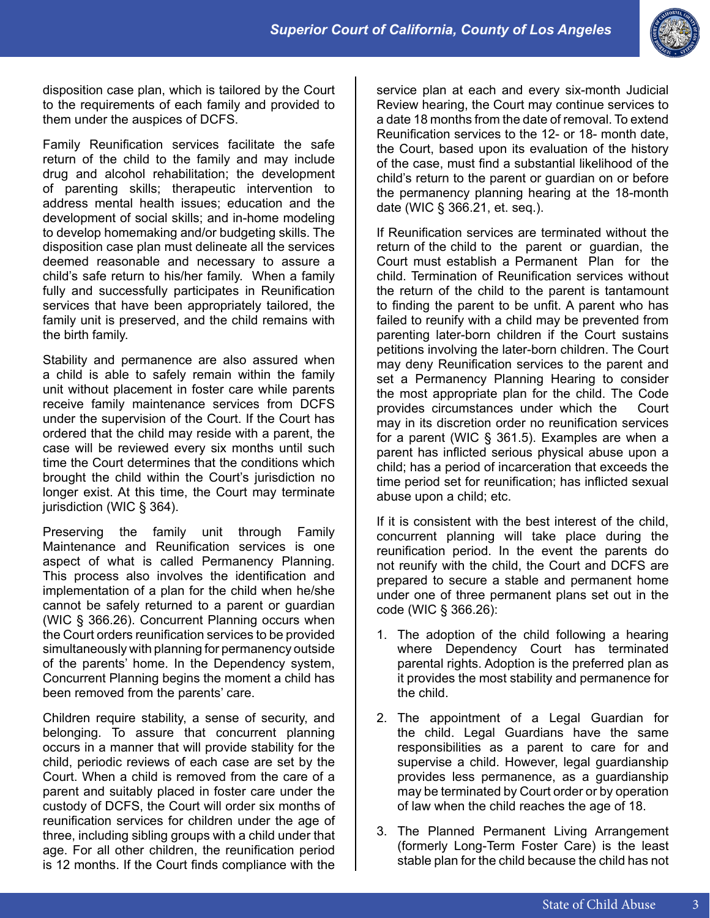disposition case plan, which is tailored by the Court to the requirements of each family and provided to them under the auspices of DCFS.

Family Reunification services facilitate the safe return of the child to the family and may include drug and alcohol rehabilitation; the development of parenting skills; therapeutic intervention to address mental health issues; education and the development of social skills; and in-home modeling to develop homemaking and/or budgeting skills. The disposition case plan must delineate all the services deemed reasonable and necessary to assure a child's safe return to his/her family. When a family fully and successfully participates in Reunification services that have been appropriately tailored, the family unit is preserved, and the child remains with the birth family.

Stability and permanence are also assured when a child is able to safely remain within the family unit without placement in foster care while parents receive family maintenance services from DCFS under the supervision of the Court. If the Court has ordered that the child may reside with a parent, the case will be reviewed every six months until such time the Court determines that the conditions which brought the child within the Court's jurisdiction no longer exist. At this time, the Court may terminate jurisdiction (WIC § 364).

Preserving the family unit through Family Maintenance and Reunification services is one aspect of what is called Permanency Planning. This process also involves the identification and implementation of a plan for the child when he/she cannot be safely returned to a parent or guardian (WIC § 366.26). Concurrent Planning occurs when the Court orders reunification services to be provided simultaneously with planning for permanency outside of the parents' home. In the Dependency system, Concurrent Planning begins the moment a child has been removed from the parents' care.

Children require stability, a sense of security, and belonging. To assure that concurrent planning occurs in a manner that will provide stability for the child, periodic reviews of each case are set by the Court. When a child is removed from the care of a parent and suitably placed in foster care under the custody of DCFS, the Court will order six months of reunification services for children under the age of three, including sibling groups with a child under that age. For all other children, the reunification period is 12 months. If the Court finds compliance with the service plan at each and every six-month Judicial Review hearing, the Court may continue services to a date 18 months from the date of removal. To extend Reunification services to the 12- or 18- month date, the Court, based upon its evaluation of the history of the case, must find a substantial likelihood of the child's return to the parent or guardian on or before the permanency planning hearing at the 18-month date (WIC § 366.21, et. seq.).

If Reunification services are terminated without the return of the child to the parent or guardian, the Court must establish a Permanent Plan for the child. Termination of Reunification services without the return of the child to the parent is tantamount to finding the parent to be unfit. A parent who has failed to reunify with a child may be prevented from parenting later-born children if the Court sustains petitions involving the later-born children. The Court may deny Reunification services to the parent and set a Permanency Planning Hearing to consider the most appropriate plan for the child. The Code provides circumstances under which the Court may in its discretion order no reunification services for a parent (WIC § 361.5). Examples are when a parent has inflicted serious physical abuse upon a child; has a period of incarceration that exceeds the time period set for reunification; has inflicted sexual abuse upon a child; etc.

If it is consistent with the best interest of the child, concurrent planning will take place during the reunification period. In the event the parents do not reunify with the child, the Court and DCFS are prepared to secure a stable and permanent home under one of three permanent plans set out in the code (WIC § 366.26):

1. The adoption of the child following a hearing where Dependency Court has terminated parental rights. Adoption is the preferred plan as it provides the most stability and permanence for the child.
2. The appointment of a Legal Guardian for the child. Legal Guardians have the same responsibilities as a parent to care for and supervise a child. However, legal guardianship provides less permanence, as a guardianship may be terminated by Court order or by operation of law when the child reaches the age of 18.
3. The Planned Permanent Living Arrangement (formerly Long-Term Foster Care) is the least stable plan for the child because the child has not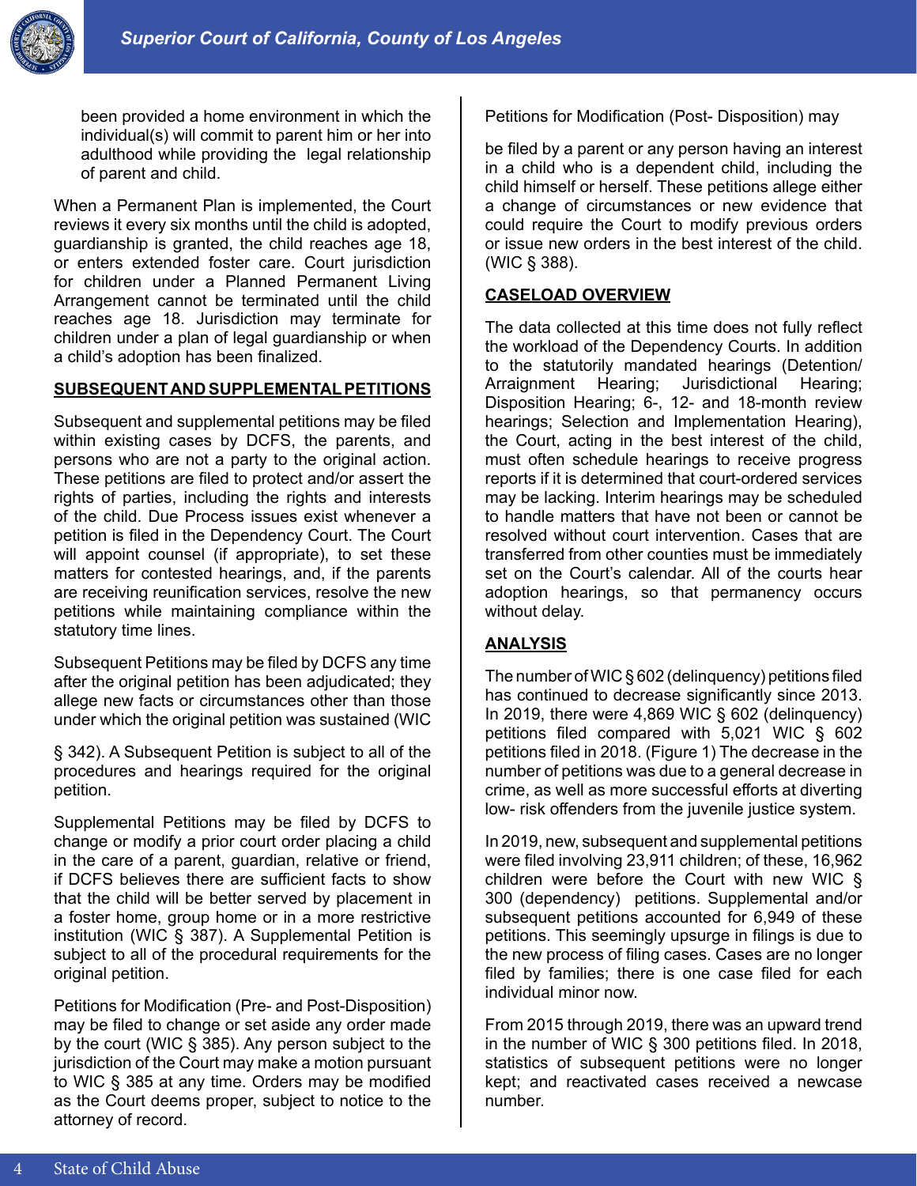been provided a home environment in which the individual(s) will commit to parent him or her into adulthood while providing the legal relationship of parent and child.

When a Permanent Plan is implemented, the Court reviews it every six months until the child is adopted, guardianship is granted, the child reaches age 18, or enters extended foster care. Court jurisdiction for children under a Planned Permanent Living Arrangement cannot be terminated until the child reaches age 18. Jurisdiction may terminate for children under a plan of legal guardianship or when a child's adoption has been finalized.

## SUBSEQUENT AND SUPPLEMENTAL PETITIONS

Subsequent and supplemental petitions may be filed within existing cases by DCFS, the parents, and persons who are not a party to the original action. These petitions are filed to protect and/or assert the rights of parties, including the rights and interests of the child. Due Process issues exist whenever a petition is filed in the Dependency Court. The Court will appoint counsel (if appropriate), to set these matters for contested hearings, and, if the parents are receiving reunification services, resolve the new petitions while maintaining compliance within the statutory time lines.

Subsequent Petitions may be filed by DCFS any time after the original petition has been adjudicated; they allege new facts or circumstances other than those under which the original petition was sustained (WIC § 342). A Subsequent Petition is subject to all of the procedures and hearings required for the original petition.

Supplemental Petitions may be filed by DCFS to change or modify a prior court order placing a child in the care of a parent, guardian, relative or friend, if DCFS believes there are sufficient facts to show that the child will be better served by placement in a foster home, group home or in a more restrictive institution (WIC § 387). A Supplemental Petition is subject to all of the procedural requirements for the original petition.

Petitions for Modification (Pre- and Post-Disposition) may be filed to change or set aside any order made by the court (WIC § 385). Any person subject to the jurisdiction of the Court may make a motion pursuant to WIC § 385 at any time. Orders may be modified as the Court deems proper, subject to notice to the attorney of record.

Petitions for Modification (Post- Disposition) may be filed by a parent or any person having an interest in a child who is a dependent child, including the child himself or herself. These petitions allege either a change of circumstances or new evidence that could require the Court to modify previous orders or issue new orders in the best interest of the child. (WIC § 388).

## CASELOAD OVERVIEW

The data collected at this time does not fully reflect the workload of the Dependency Courts. In addition to the statutorily mandated hearings (Detention/ Arraignment Hearing; Jurisdictional Hearing; Disposition Hearing; 6-, 12- and 18-month review hearings; Selection and Implementation Hearing), the Court, acting in the best interest of the child, must often schedule hearings to receive progress reports if it is determined that court-ordered services may be lacking. Interim hearings may be scheduled to handle matters that have not been or cannot be resolved without court intervention. Cases that are transferred from other counties must be immediately set on the Court's calendar. All of the courts hear adoption hearings, so that permanency occurs without delay.

## ANALYSIS

The number of WIC § 602 (delinquency) petitions filed has continued to decrease significantly since 2013. In 2019, there were 4,869 WIC § 602 (delinquency) petitions filed compared with 5,021 WIC § 602 petitions filed in 2018. (Figure 1) The decrease in the number of petitions was due to a general decrease in crime, as well as more successful efforts at diverting low- risk offenders from the juvenile justice system.

In 2019, new, subsequent and supplemental petitions were filed involving 23,911 children; of these, 16,962 children were before the Court with new WIC § 300 (dependency) petitions. Supplemental and/or subsequent petitions accounted for 6,949 of these petitions. This seemingly upsurge in filings is due to the new process of filing cases. Cases are no longer filed by families; there is one case filed for each individual minor now.

From 2015 through 2019, there was an upward trend in the number of WIC § 300 petitions filed. In 2018, statistics of subsequent petitions were no longer kept; and reactivated cases received a newcase number.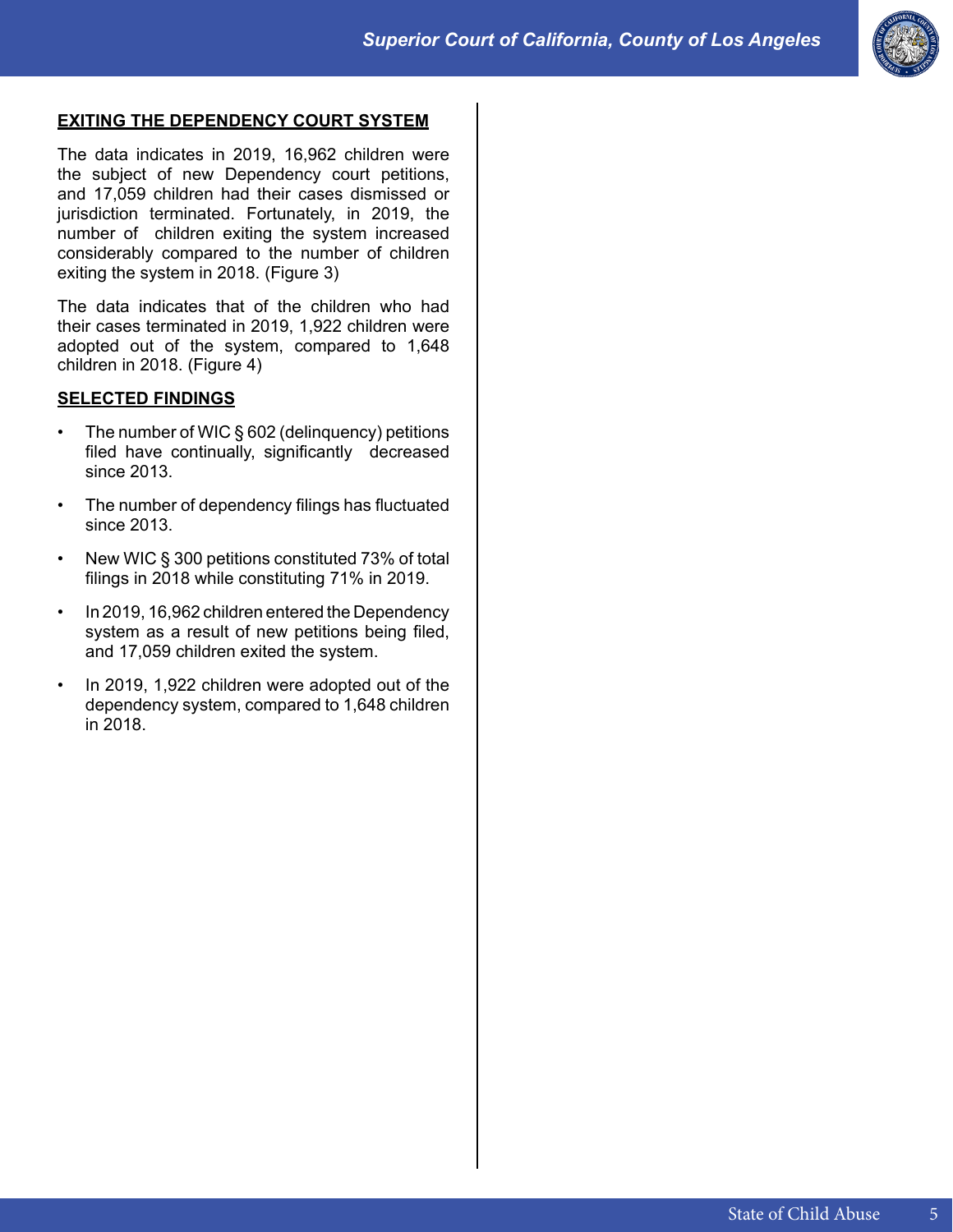## EXITING THE DEPENDENCY COURT SYSTEM

The data indicates in 2019, 16,962 children were the subject of new Dependency court petitions, and 17,059 children had their cases dismissed or jurisdiction terminated. Fortunately, in 2019, the number of children exiting the system increased considerably compared to the number of children exiting the system in 2018. (Figure 3)

The data indicates that of the children who had their cases terminated in 2019, 1,922 children were adopted out of the system, compared to 1,648 children in 2018. (Figure 4)

## SELECTED FINDINGS

- The number of WIC § 602 (delinquency) petitions filed have continually, significantly decreased since 2013.
- The number of dependency filings has fluctuated since 2013.
- New WIC § 300 petitions constituted 73% of total filings in 2018 while constituting 71% in 2019.
- In 2019, 16,962 children entered the Dependency system as a result of new petitions being filed, and 17,059 children exited the system.
- In 2019, 1,922 children were adopted out of the dependency system, compared to 1,648 children in 2018.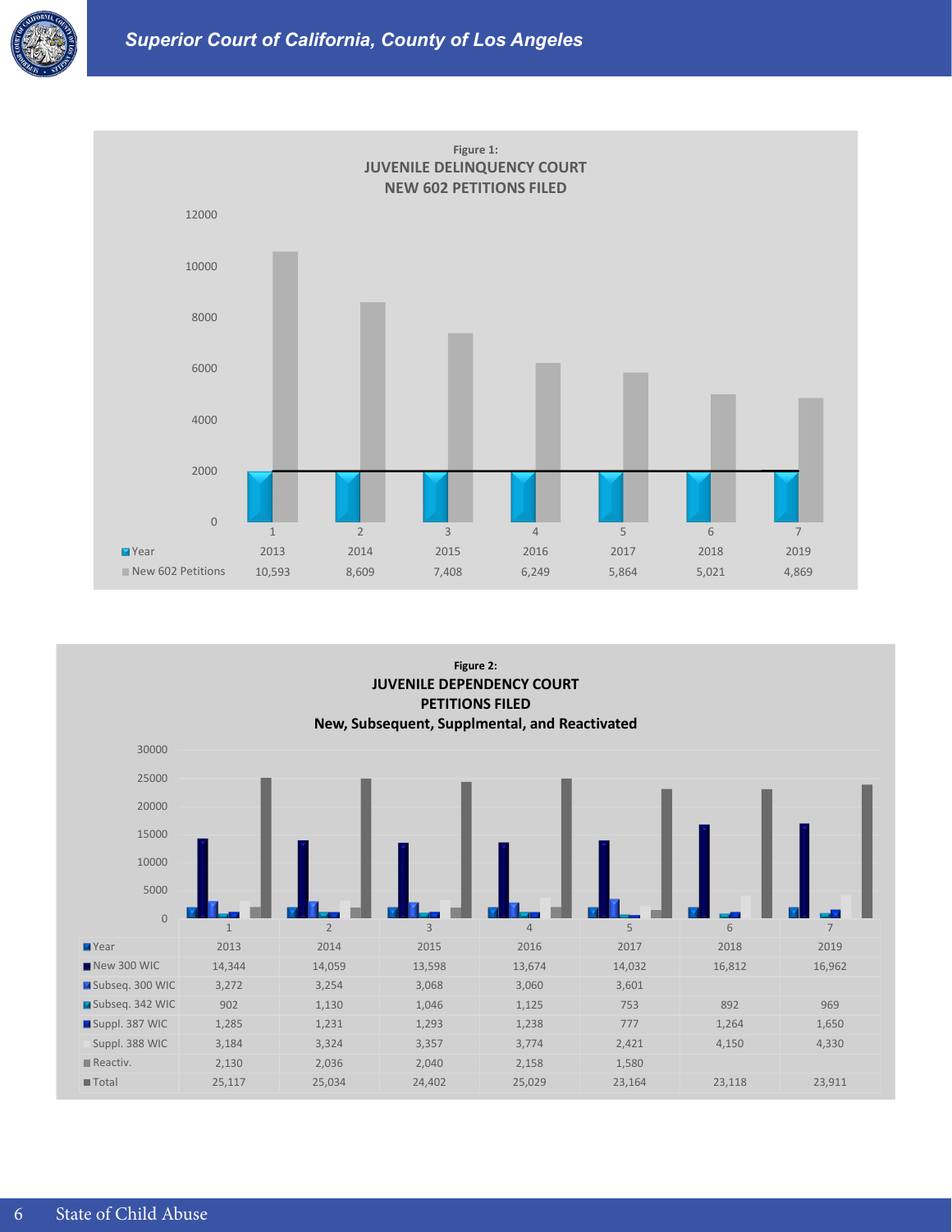**Figure 1:**
**JUVENILE DELINQUENCY COURT**
**NEW 602 PETITIONS FILED**

| | 1 | 2 | 3 | 4 | 5 | 6 | 7 |
|---|---|---|---|---|---|---|---|
| Year | 2013 | 2014 | 2015 | 2016 | 2017 | 2018 | 2019 |
| New 602 Petitions | 10,593 | 8,609 | 7,408 | 6,249 | 5,864 | 5,021 | 4,869 |

**Figure 2:**
**JUVENILE DEPENDENCY COURT**
**PETITIONS FILED**
**New, Subsequent, Supplmental, and Reactivated**

| | 1 | 2 | 3 | 4 | 5 | 6 | 7 |
|---|---|---|---|---|---|---|---|
| Year | 2013 | 2014 | 2015 | 2016 | 2017 | 2018 | 2019 |
| New 300 WIC | 14,344 | 14,059 | 13,598 | 13,674 | 14,032 | 16,812 | 16,962 |
| Subseq. 300 WIC | 3,272 | 3,254 | 3,068 | 3,060 | 3,601 | | |
| Subseq. 342 WIC | 902 | 1,130 | 1,046 | 1,125 | 753 | 892 | 969 |
| Suppl. 387 WIC | 1,285 | 1,231 | 1,293 | 1,238 | 777 | 1,264 | 1,650 |
| Suppl. 388 WIC | 3,184 | 3,324 | 3,357 | 3,774 | 2,421 | 4,150 | 4,330 |
| Reactiv. | 2,130 | 2,036 | 2,040 | 2,158 | 1,580 | | |
| Total | 25,117 | 25,034 | 24,402 | 25,029 | 23,164 | 23,118 | 23,911 |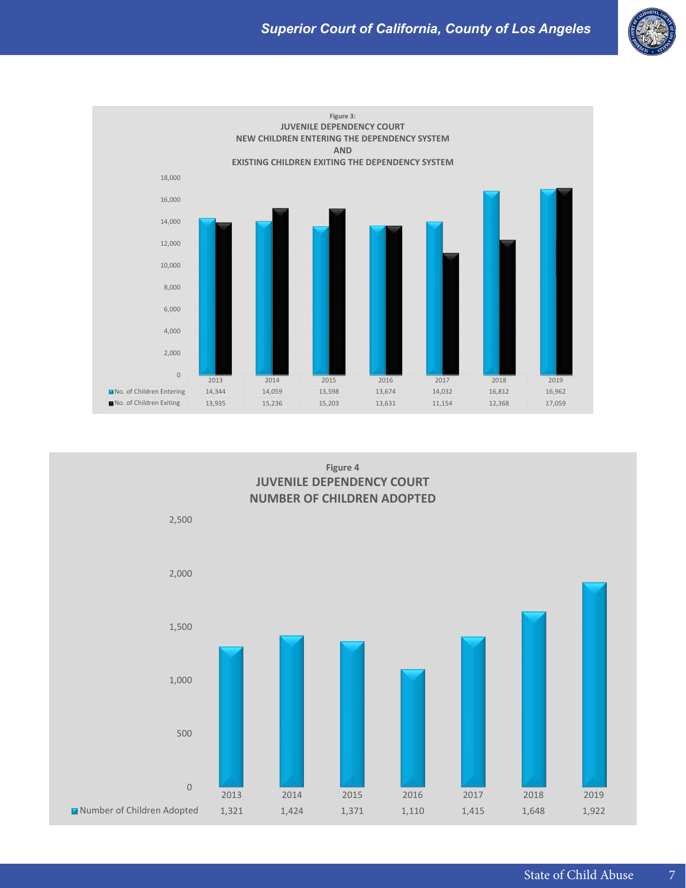**Figure 3:**

**JUVENILE DEPENDENCY COURT**
**NEW CHILDREN ENTERING THE DEPENDENCY SYSTEM**
**AND**
**EXISTING CHILDREN EXITING THE DEPENDENCY SYSTEM**

| | 2013 | 2014 | 2015 | 2016 | 2017 | 2018 | 2019 |
|---|---|---|---|---|---|---|---|
| No. of Children Entering | 14,344 | 14,059 | 13,598 | 13,674 | 14,032 | 16,812 | 16,962 |
| No. of Children Exiting | 13,935 | 15,236 | 15,203 | 13,631 | 11,154 | 12,368 | 17,059 |

**Figure 4**

**JUVENILE DEPENDENCY COURT**
**NUMBER OF CHILDREN ADOPTED**

| | 2013 | 2014 | 2015 | 2016 | 2017 | 2018 | 2019 |
|---|---|---|---|---|---|---|---|
| Number of Children Adopted | 1,321 | 1,424 | 1,371 | 1,110 | 1,415 | 1,648 | 1,922 |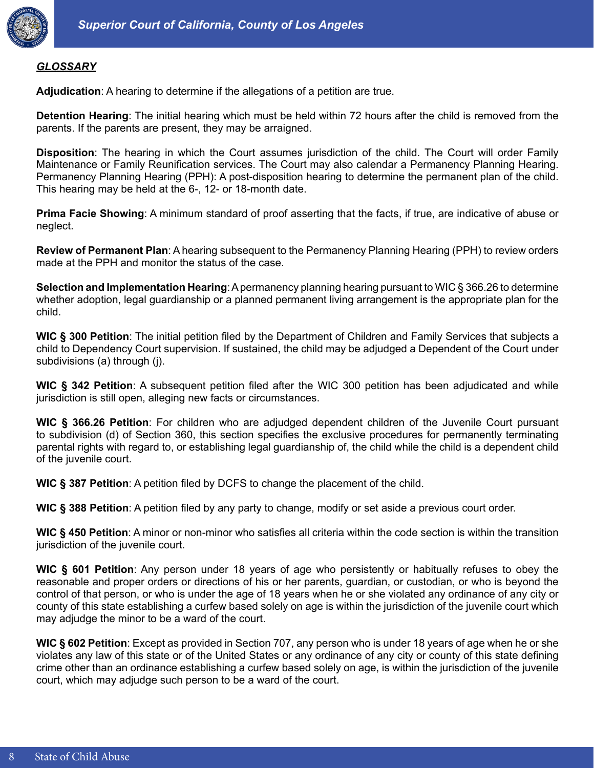## *GLOSSARY*

**Adjudication**: A hearing to determine if the allegations of a petition are true.

**Detention Hearing**: The initial hearing which must be held within 72 hours after the child is removed from the parents. If the parents are present, they may be arraigned.

**Disposition**: The hearing in which the Court assumes jurisdiction of the child. The Court will order Family Maintenance or Family Reunification services. The Court may also calendar a Permanency Planning Hearing. Permanency Planning Hearing (PPH): A post-disposition hearing to determine the permanent plan of the child. This hearing may be held at the 6-, 12- or 18-month date.

**Prima Facie Showing**: A minimum standard of proof asserting that the facts, if true, are indicative of abuse or neglect.

**Review of Permanent Plan**: A hearing subsequent to the Permanency Planning Hearing (PPH) to review orders made at the PPH and monitor the status of the case.

**Selection and Implementation Hearing**: A permanency planning hearing pursuant to WIC § 366.26 to determine whether adoption, legal guardianship or a planned permanent living arrangement is the appropriate plan for the child.

**WIC § 300 Petition**: The initial petition filed by the Department of Children and Family Services that subjects a child to Dependency Court supervision. If sustained, the child may be adjudged a Dependent of the Court under subdivisions (a) through (j).

**WIC § 342 Petition**: A subsequent petition filed after the WIC 300 petition has been adjudicated and while jurisdiction is still open, alleging new facts or circumstances.

**WIC § 366.26 Petition**: For children who are adjudged dependent children of the Juvenile Court pursuant to subdivision (d) of Section 360, this section specifies the exclusive procedures for permanently terminating parental rights with regard to, or establishing legal guardianship of, the child while the child is a dependent child of the juvenile court.

**WIC § 387 Petition**: A petition filed by DCFS to change the placement of the child.

**WIC § 388 Petition**: A petition filed by any party to change, modify or set aside a previous court order.

**WIC § 450 Petition**: A minor or non-minor who satisfies all criteria within the code section is within the transition jurisdiction of the juvenile court.

**WIC § 601 Petition**: Any person under 18 years of age who persistently or habitually refuses to obey the reasonable and proper orders or directions of his or her parents, guardian, or custodian, or who is beyond the control of that person, or who is under the age of 18 years when he or she violated any ordinance of any city or county of this state establishing a curfew based solely on age is within the jurisdiction of the juvenile court which may adjudge the minor to be a ward of the court.

**WIC § 602 Petition**: Except as provided in Section 707, any person who is under 18 years of age when he or she violates any law of this state or of the United States or any ordinance of any city or county of this state defining crime other than an ordinance establishing a curfew based solely on age, is within the jurisdiction of the juvenile court, which may adjudge such person to be a ward of the court.